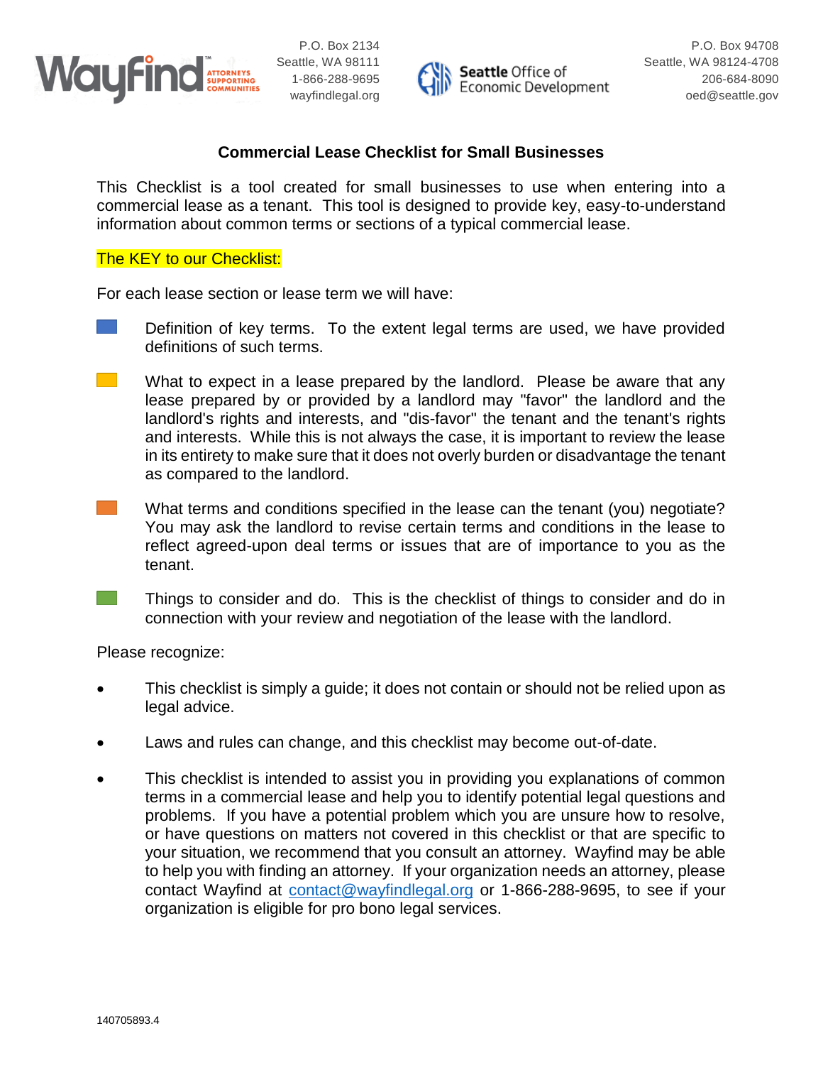Wayfind ATTORNEYS SUPPORTING COMMUNITIES
P.O. Box 2134
Seattle, WA 98111
1-866-288-9695
wayfindlegal.org

Seattle Office of Economic Development
P.O. Box 94708
Seattle, WA 98124-4708
206-684-8090
oed@seattle.gov

# Commercial Lease Checklist for Small Businesses

This Checklist is a tool created for small businesses to use when entering into a commercial lease as a tenant. This tool is designed to provide key, easy-to-understand information about common terms or sections of a typical commercial lease.

The KEY to our Checklist:

For each lease section or lease term we will have:

- (Blue) Definition of key terms. To the extent legal terms are used, we have provided definitions of such terms.
- (Yellow) What to expect in a lease prepared by the landlord. Please be aware that any lease prepared by or provided by a landlord may "favor" the landlord and the landlord's rights and interests, and "dis-favor" the tenant and the tenant's rights and interests. While this is not always the case, it is important to review the lease in its entirety to make sure that it does not overly burden or disadvantage the tenant as compared to the landlord.
- (Orange) What terms and conditions specified in the lease can the tenant (you) negotiate? You may ask the landlord to revise certain terms and conditions in the lease to reflect agreed-upon deal terms or issues that are of importance to you as the tenant.
- (Green) Things to consider and do. This is the checklist of things to consider and do in connection with your review and negotiation of the lease with the landlord.

Please recognize:

- This checklist is simply a guide; it does not contain or should not be relied upon as legal advice.
- Laws and rules can change, and this checklist may become out-of-date.
- This checklist is intended to assist you in providing you explanations of common terms in a commercial lease and help you to identify potential legal questions and problems. If you have a potential problem which you are unsure how to resolve, or have questions on matters not covered in this checklist or that are specific to your situation, we recommend that you consult an attorney. Wayfind may be able to help you with finding an attorney. If your organization needs an attorney, please contact Wayfind at contact@wayfindlegal.org or 1-866-288-9695, to see if your organization is eligible for pro bono legal services.

140705893.4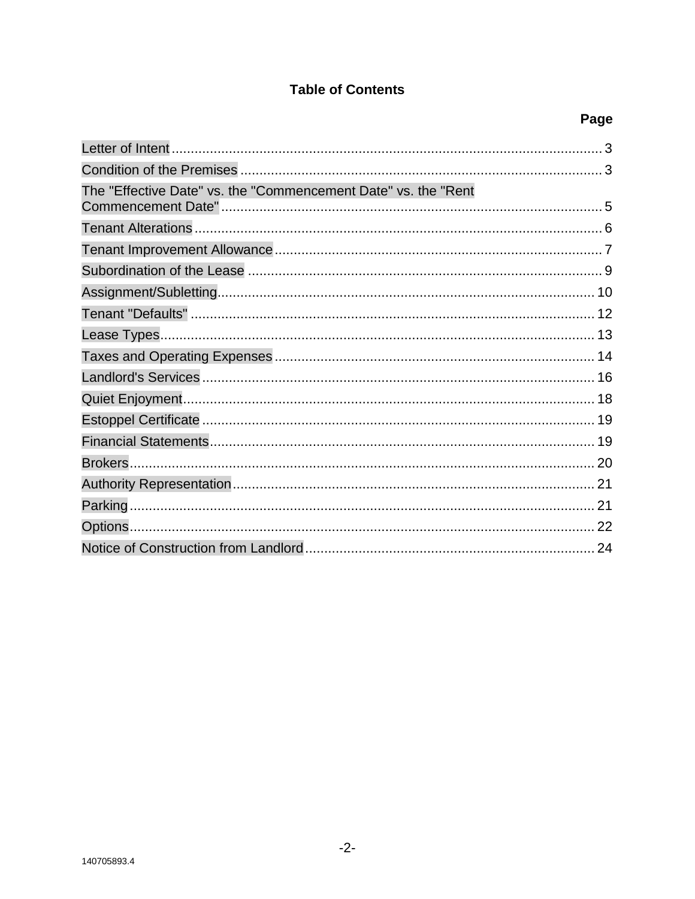## Table of Contents

| | Page |
|---|---|
| Letter of Intent | 3 |
| Condition of the Premises | 3 |
| The "Effective Date" vs. the "Commencement Date" vs. the "Rent Commencement Date" | 5 |
| Tenant Alterations | 6 |
| Tenant Improvement Allowance | 7 |
| Subordination of the Lease | 9 |
| Assignment/Subletting | 10 |
| Tenant "Defaults" | 12 |
| Lease Types | 13 |
| Taxes and Operating Expenses | 14 |
| Landlord's Services | 16 |
| Quiet Enjoyment | 18 |
| Estoppel Certificate | 19 |
| Financial Statements | 19 |
| Brokers | 20 |
| Authority Representation | 21 |
| Parking | 21 |
| Options | 22 |
| Notice of Construction from Landlord | 24 |

140705893.4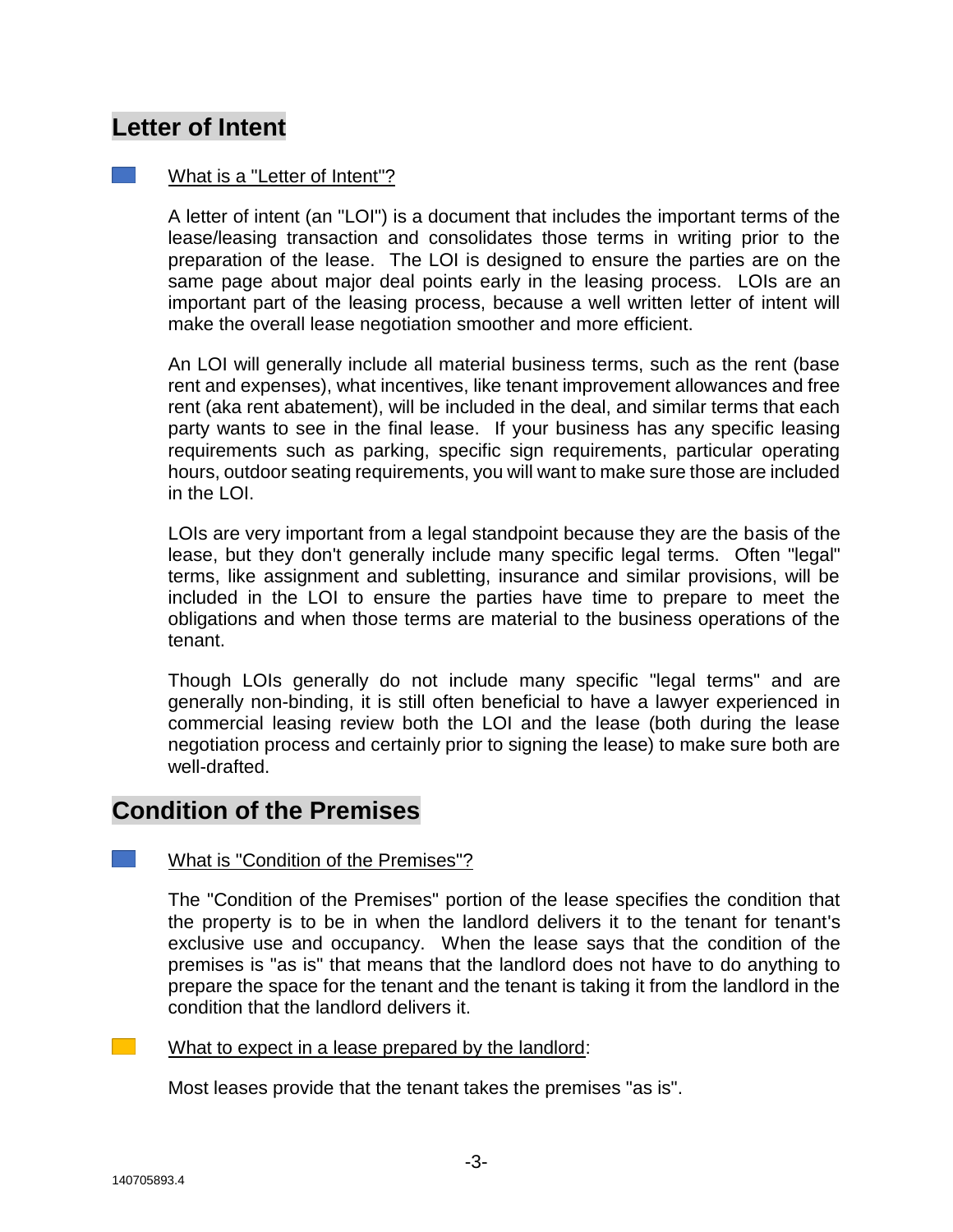## Letter of Intent

What is a "Letter of Intent"?

A letter of intent (an "LOI") is a document that includes the important terms of the lease/leasing transaction and consolidates those terms in writing prior to the preparation of the lease. The LOI is designed to ensure the parties are on the same page about major deal points early in the leasing process. LOIs are an important part of the leasing process, because a well written letter of intent will make the overall lease negotiation smoother and more efficient.

An LOI will generally include all material business terms, such as the rent (base rent and expenses), what incentives, like tenant improvement allowances and free rent (aka rent abatement), will be included in the deal, and similar terms that each party wants to see in the final lease. If your business has any specific leasing requirements such as parking, specific sign requirements, particular operating hours, outdoor seating requirements, you will want to make sure those are included in the LOI.

LOIs are very important from a legal standpoint because they are the basis of the lease, but they don't generally include many specific legal terms. Often "legal" terms, like assignment and subletting, insurance and similar provisions, will be included in the LOI to ensure the parties have time to prepare to meet the obligations and when those terms are material to the business operations of the tenant.

Though LOIs generally do not include many specific "legal terms" and are generally non-binding, it is still often beneficial to have a lawyer experienced in commercial leasing review both the LOI and the lease (both during the lease negotiation process and certainly prior to signing the lease) to make sure both are well-drafted.

## Condition of the Premises

What is "Condition of the Premises"?

The "Condition of the Premises" portion of the lease specifies the condition that the property is to be in when the landlord delivers it to the tenant for tenant's exclusive use and occupancy. When the lease says that the condition of the premises is "as is" that means that the landlord does not have to do anything to prepare the space for the tenant and the tenant is taking it from the landlord in the condition that the landlord delivers it.

What to expect in a lease prepared by the landlord:

Most leases provide that the tenant takes the premises "as is".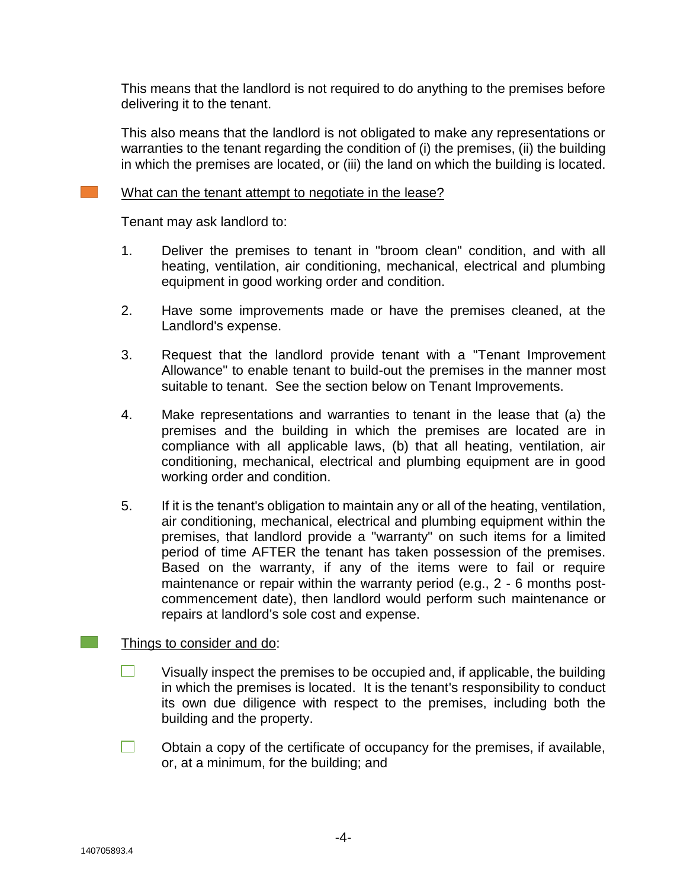This means that the landlord is not required to do anything to the premises before delivering it to the tenant.

This also means that the landlord is not obligated to make any representations or warranties to the tenant regarding the condition of (i) the premises, (ii) the building in which the premises are located, or (iii) the land on which the building is located.

<u>What can the tenant attempt to negotiate in the lease?</u>

Tenant may ask landlord to:

1. Deliver the premises to tenant in "broom clean" condition, and with all heating, ventilation, air conditioning, mechanical, electrical and plumbing equipment in good working order and condition.

2. Have some improvements made or have the premises cleaned, at the Landlord's expense.

3. Request that the landlord provide tenant with a "Tenant Improvement Allowance" to enable tenant to build-out the premises in the manner most suitable to tenant. See the section below on Tenant Improvements.

4. Make representations and warranties to tenant in the lease that (a) the premises and the building in which the premises are located are in compliance with all applicable laws, (b) that all heating, ventilation, air conditioning, mechanical, electrical and plumbing equipment are in good working order and condition.

5. If it is the tenant's obligation to maintain any or all of the heating, ventilation, air conditioning, mechanical, electrical and plumbing equipment within the premises, that landlord provide a "warranty" on such items for a limited period of time AFTER the tenant has taken possession of the premises. Based on the warranty, if any of the items were to fail or require maintenance or repair within the warranty period (e.g., 2 - 6 months post-commencement date), then landlord would perform such maintenance or repairs at landlord's sole cost and expense.

<u>Things to consider and do</u>:

- ☐ Visually inspect the premises to be occupied and, if applicable, the building in which the premises is located. It is the tenant's responsibility to conduct its own due diligence with respect to the premises, including both the building and the property.

- ☐ Obtain a copy of the certificate of occupancy for the premises, if available, or, at a minimum, for the building; and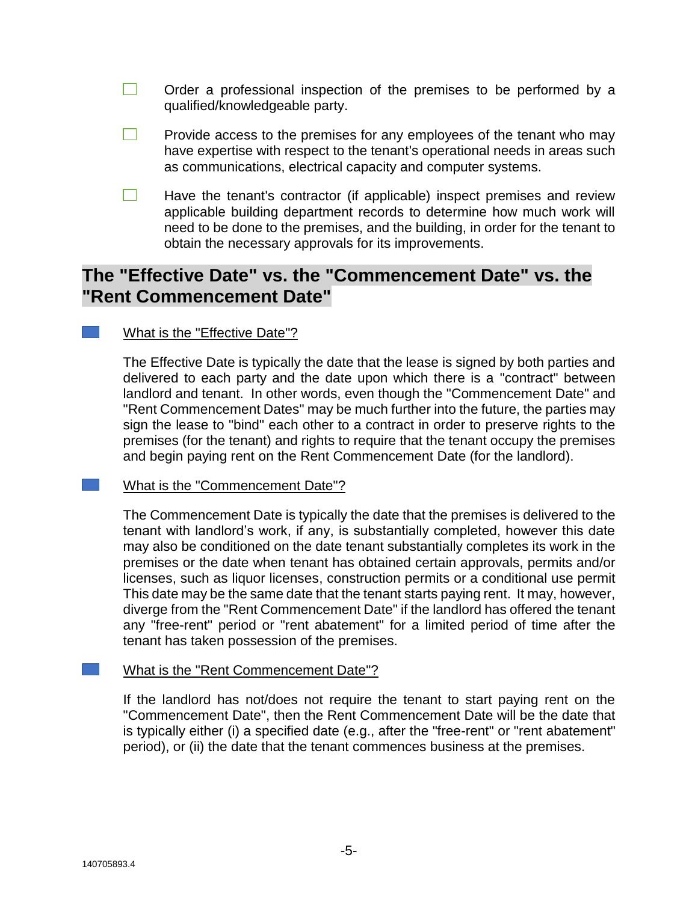- [ ] Order a professional inspection of the premises to be performed by a qualified/knowledgeable party.

- [ ] Provide access to the premises for any employees of the tenant who may have expertise with respect to the tenant's operational needs in areas such as communications, electrical capacity and computer systems.

- [ ] Have the tenant's contractor (if applicable) inspect premises and review applicable building department records to determine how much work will need to be done to the premises, and the building, in order for the tenant to obtain the necessary approvals for its improvements.

## The "Effective Date" vs. the "Commencement Date" vs. the "Rent Commencement Date"

- <u>What is the "Effective Date"?</u>

  The Effective Date is typically the date that the lease is signed by both parties and delivered to each party and the date upon which there is a "contract" between landlord and tenant. In other words, even though the "Commencement Date" and "Rent Commencement Dates" may be much further into the future, the parties may sign the lease to "bind" each other to a contract in order to preserve rights to the premises (for the tenant) and rights to require that the tenant occupy the premises and begin paying rent on the Rent Commencement Date (for the landlord).

- <u>What is the "Commencement Date"?</u>

  The Commencement Date is typically the date that the premises is delivered to the tenant with landlord's work, if any, is substantially completed, however this date may also be conditioned on the date tenant substantially completes its work in the premises or the date when tenant has obtained certain approvals, permits and/or licenses, such as liquor licenses, construction permits or a conditional use permit This date may be the same date that the tenant starts paying rent. It may, however, diverge from the "Rent Commencement Date" if the landlord has offered the tenant any "free-rent" period or "rent abatement" for a limited period of time after the tenant has taken possession of the premises.

- <u>What is the "Rent Commencement Date"?</u>

  If the landlord has not/does not require the tenant to start paying rent on the "Commencement Date", then the Rent Commencement Date will be the date that is typically either (i) a specified date (e.g., after the "free-rent" or "rent abatement" period), or (ii) the date that the tenant commences business at the premises.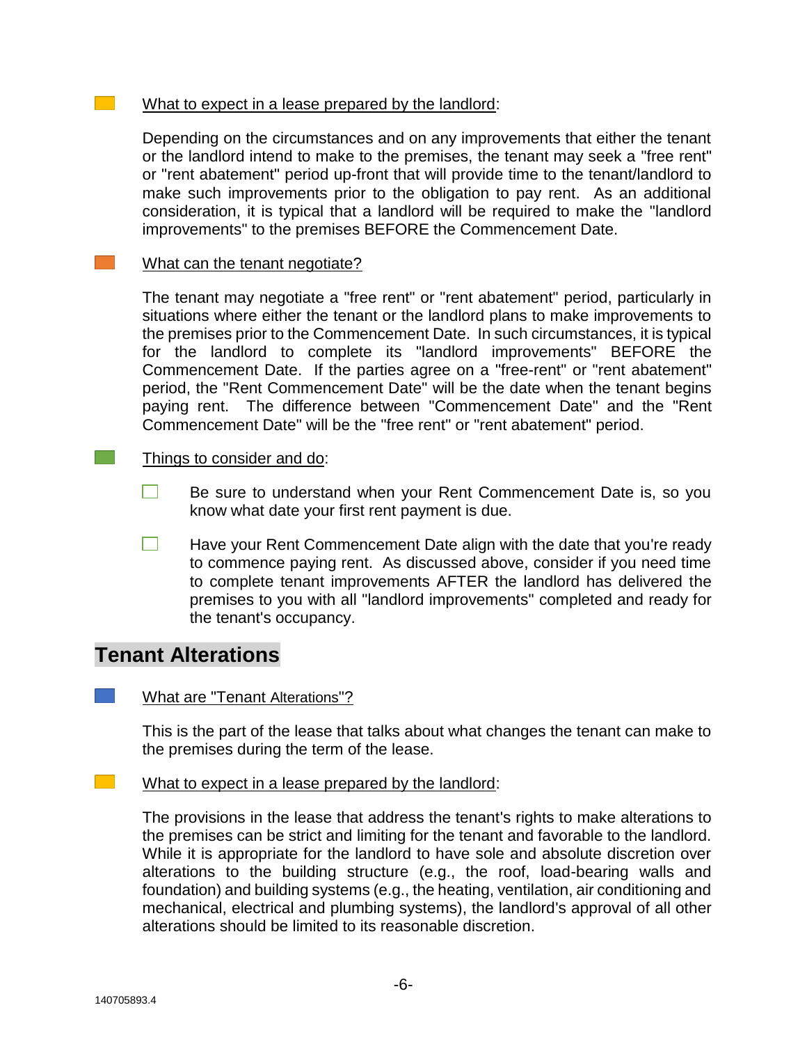What to expect in a lease prepared by the landlord:

Depending on the circumstances and on any improvements that either the tenant or the landlord intend to make to the premises, the tenant may seek a "free rent" or "rent abatement" period up-front that will provide time to the tenant/landlord to make such improvements prior to the obligation to pay rent. As an additional consideration, it is typical that a landlord will be required to make the "landlord improvements" to the premises BEFORE the Commencement Date.

What can the tenant negotiate?

The tenant may negotiate a "free rent" or "rent abatement" period, particularly in situations where either the tenant or the landlord plans to make improvements to the premises prior to the Commencement Date. In such circumstances, it is typical for the landlord to complete its "landlord improvements" BEFORE the Commencement Date. If the parties agree on a "free-rent" or "rent abatement" period, the "Rent Commencement Date" will be the date when the tenant begins paying rent. The difference between "Commencement Date" and the "Rent Commencement Date" will be the "free rent" or "rent abatement" period.

Things to consider and do:

- [ ] Be sure to understand when your Rent Commencement Date is, so you know what date your first rent payment is due.
- [ ] Have your Rent Commencement Date align with the date that you're ready to commence paying rent. As discussed above, consider if you need time to complete tenant improvements AFTER the landlord has delivered the premises to you with all "landlord improvements" completed and ready for the tenant's occupancy.

## Tenant Alterations

What are "Tenant Alterations"?

This is the part of the lease that talks about what changes the tenant can make to the premises during the term of the lease.

What to expect in a lease prepared by the landlord:

The provisions in the lease that address the tenant's rights to make alterations to the premises can be strict and limiting for the tenant and favorable to the landlord. While it is appropriate for the landlord to have sole and absolute discretion over alterations to the building structure (e.g., the roof, load-bearing walls and foundation) and building systems (e.g., the heating, ventilation, air conditioning and mechanical, electrical and plumbing systems), the landlord's approval of all other alterations should be limited to its reasonable discretion.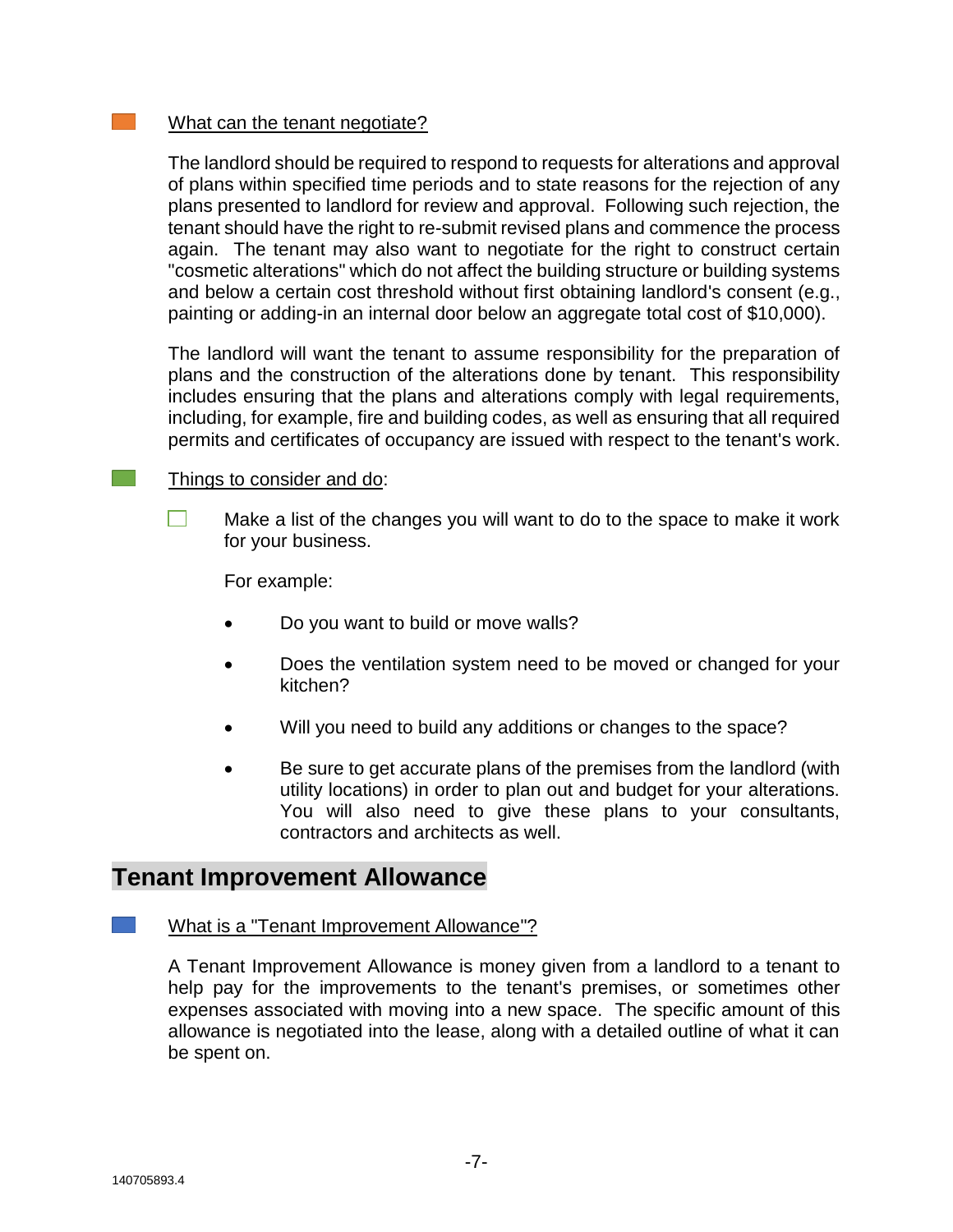What can the tenant negotiate?

The landlord should be required to respond to requests for alterations and approval of plans within specified time periods and to state reasons for the rejection of any plans presented to landlord for review and approval. Following such rejection, the tenant should have the right to re-submit revised plans and commence the process again. The tenant may also want to negotiate for the right to construct certain "cosmetic alterations" which do not affect the building structure or building systems and below a certain cost threshold without first obtaining landlord's consent (e.g., painting or adding-in an internal door below an aggregate total cost of $10,000).

The landlord will want the tenant to assume responsibility for the preparation of plans and the construction of the alterations done by tenant. This responsibility includes ensuring that the plans and alterations comply with legal requirements, including, for example, fire and building codes, as well as ensuring that all required permits and certificates of occupancy are issued with respect to the tenant's work.

Things to consider and do:

- [ ] Make a list of the changes you will want to do to the space to make it work for your business.

  For example:

  - Do you want to build or move walls?
  - Does the ventilation system need to be moved or changed for your kitchen?
  - Will you need to build any additions or changes to the space?
  - Be sure to get accurate plans of the premises from the landlord (with utility locations) in order to plan out and budget for your alterations. You will also need to give these plans to your consultants, contractors and architects as well.

## Tenant Improvement Allowance

What is a "Tenant Improvement Allowance"?

A Tenant Improvement Allowance is money given from a landlord to a tenant to help pay for the improvements to the tenant's premises, or sometimes other expenses associated with moving into a new space. The specific amount of this allowance is negotiated into the lease, along with a detailed outline of what it can be spent on.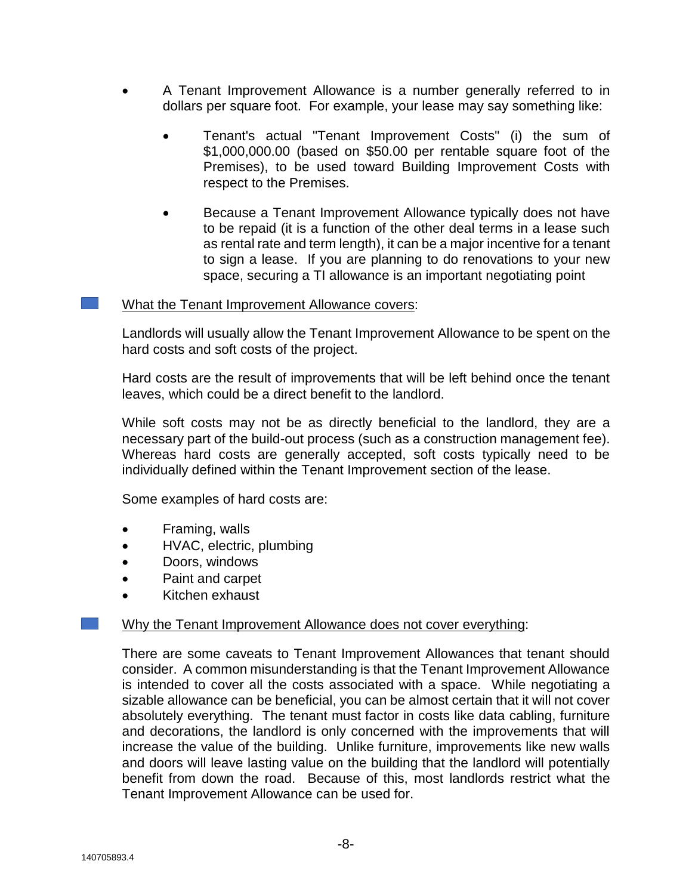- A Tenant Improvement Allowance is a number generally referred to in dollars per square foot. For example, your lease may say something like:

  - Tenant's actual "Tenant Improvement Costs" (i) the sum of $1,000,000.00 (based on $50.00 per rentable square foot of the Premises), to be used toward Building Improvement Costs with respect to the Premises.

  - Because a Tenant Improvement Allowance typically does not have to be repaid (it is a function of the other deal terms in a lease such as rental rate and term length), it can be a major incentive for a tenant to sign a lease. If you are planning to do renovations to your new space, securing a TI allowance is an important negotiating point

<u>What the Tenant Improvement Allowance covers</u>:

Landlords will usually allow the Tenant Improvement Allowance to be spent on the hard costs and soft costs of the project.

Hard costs are the result of improvements that will be left behind once the tenant leaves, which could be a direct benefit to the landlord.

While soft costs may not be as directly beneficial to the landlord, they are a necessary part of the build-out process (such as a construction management fee). Whereas hard costs are generally accepted, soft costs typically need to be individually defined within the Tenant Improvement section of the lease.

Some examples of hard costs are:

- Framing, walls
- HVAC, electric, plumbing
- Doors, windows
- Paint and carpet
- Kitchen exhaust

<u>Why the Tenant Improvement Allowance does not cover everything</u>:

There are some caveats to Tenant Improvement Allowances that tenant should consider. A common misunderstanding is that the Tenant Improvement Allowance is intended to cover all the costs associated with a space. While negotiating a sizable allowance can be beneficial, you can be almost certain that it will not cover absolutely everything. The tenant must factor in costs like data cabling, furniture and decorations, the landlord is only concerned with the improvements that will increase the value of the building. Unlike furniture, improvements like new walls and doors will leave lasting value on the building that the landlord will potentially benefit from down the road. Because of this, most landlords restrict what the Tenant Improvement Allowance can be used for.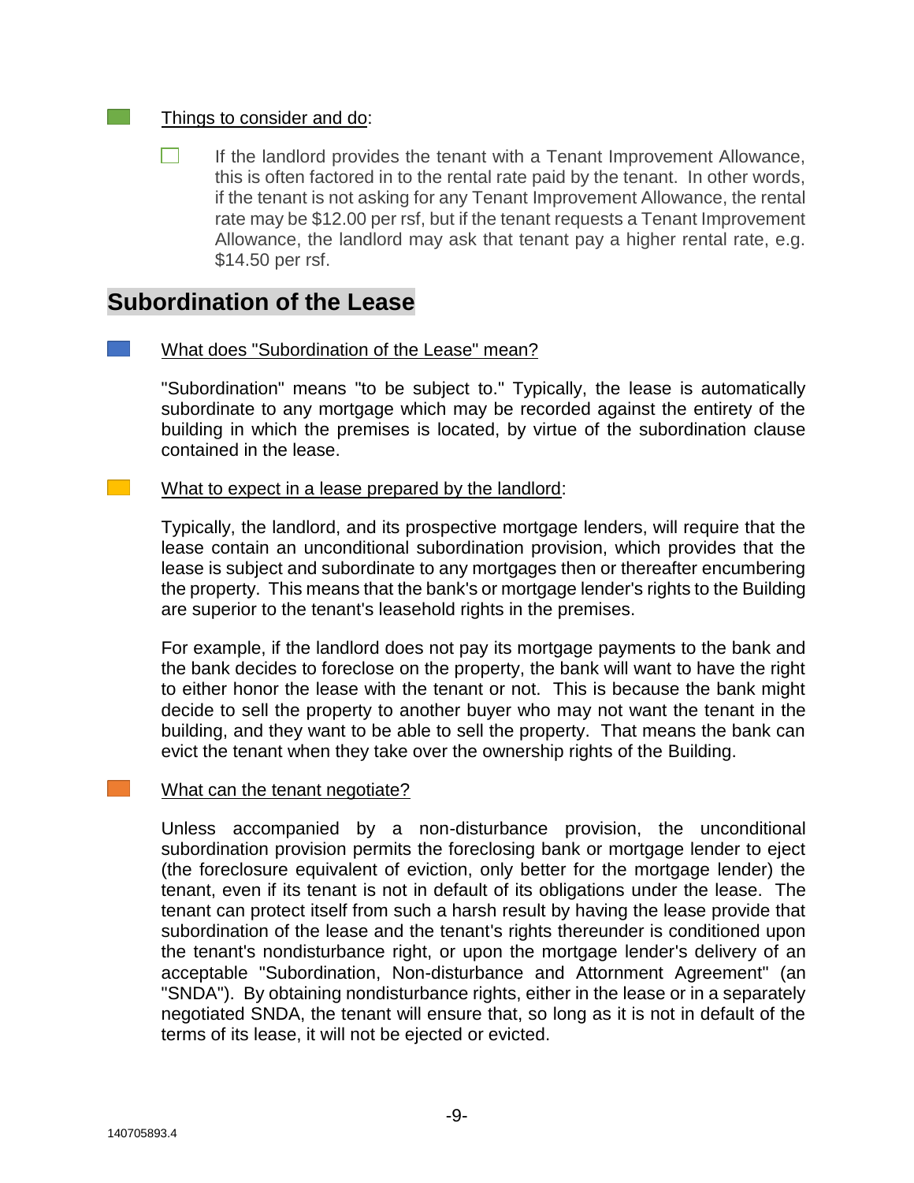Things to consider and do:

- If the landlord provides the tenant with a Tenant Improvement Allowance, this is often factored in to the rental rate paid by the tenant. In other words, if the tenant is not asking for any Tenant Improvement Allowance, the rental rate may be $12.00 per rsf, but if the tenant requests a Tenant Improvement Allowance, the landlord may ask that tenant pay a higher rental rate, e.g. $14.50 per rsf.

## Subordination of the Lease

What does "Subordination of the Lease" mean?

"Subordination" means "to be subject to." Typically, the lease is automatically subordinate to any mortgage which may be recorded against the entirety of the building in which the premises is located, by virtue of the subordination clause contained in the lease.

What to expect in a lease prepared by the landlord:

Typically, the landlord, and its prospective mortgage lenders, will require that the lease contain an unconditional subordination provision, which provides that the lease is subject and subordinate to any mortgages then or thereafter encumbering the property. This means that the bank's or mortgage lender's rights to the Building are superior to the tenant's leasehold rights in the premises.

For example, if the landlord does not pay its mortgage payments to the bank and the bank decides to foreclose on the property, the bank will want to have the right to either honor the lease with the tenant or not. This is because the bank might decide to sell the property to another buyer who may not want the tenant in the building, and they want to be able to sell the property. That means the bank can evict the tenant when they take over the ownership rights of the Building.

What can the tenant negotiate?

Unless accompanied by a non-disturbance provision, the unconditional subordination provision permits the foreclosing bank or mortgage lender to eject (the foreclosure equivalent of eviction, only better for the mortgage lender) the tenant, even if its tenant is not in default of its obligations under the lease. The tenant can protect itself from such a harsh result by having the lease provide that subordination of the lease and the tenant's rights thereunder is conditioned upon the tenant's nondisturbance right, or upon the mortgage lender's delivery of an acceptable "Subordination, Non-disturbance and Attornment Agreement" (an "SNDA"). By obtaining nondisturbance rights, either in the lease or in a separately negotiated SNDA, the tenant will ensure that, so long as it is not in default of the terms of its lease, it will not be ejected or evicted.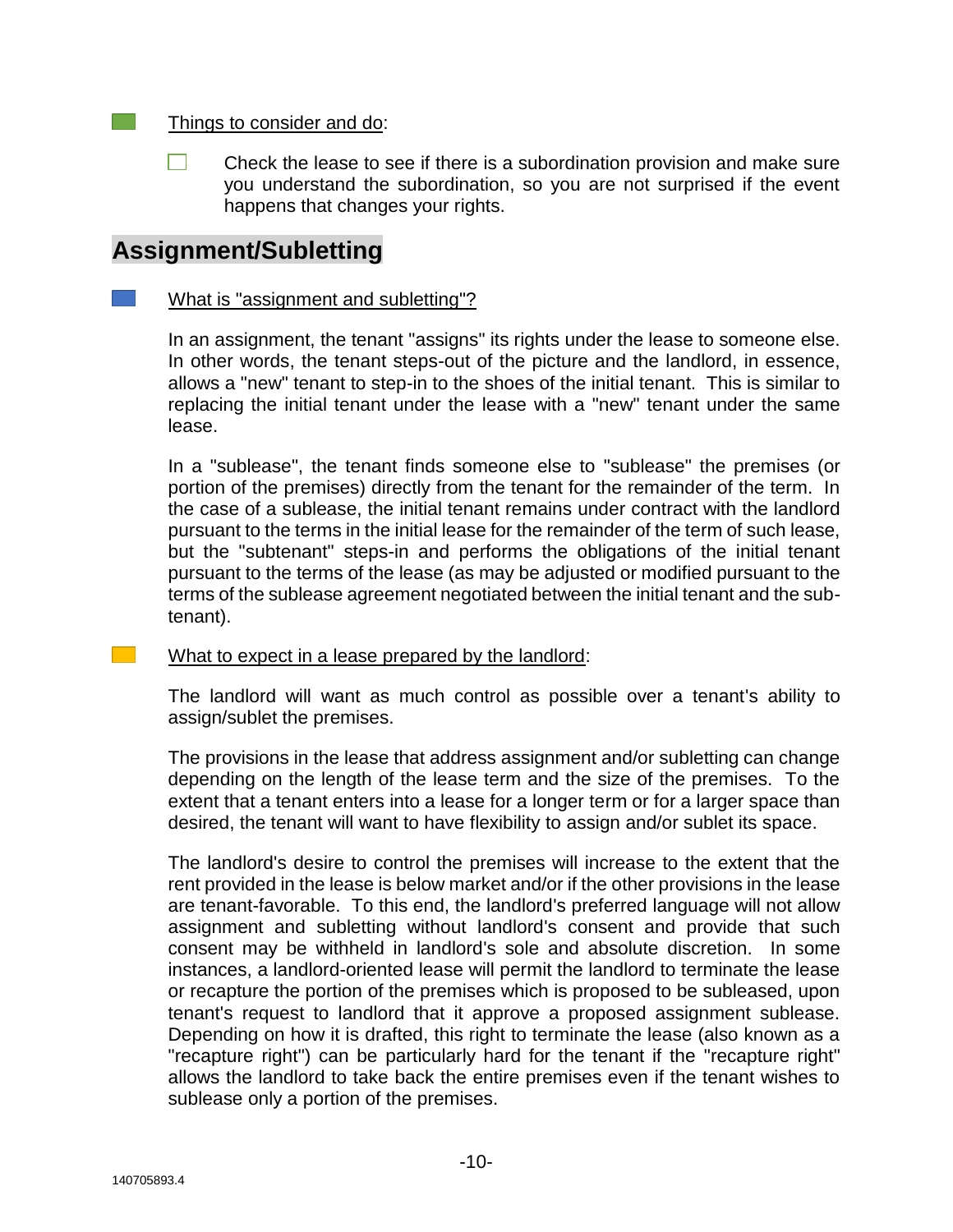Things to consider and do:

- Check the lease to see if there is a subordination provision and make sure you understand the subordination, so you are not surprised if the event happens that changes your rights.

## Assignment/Subletting

What is "assignment and subletting"?

In an assignment, the tenant "assigns" its rights under the lease to someone else. In other words, the tenant steps-out of the picture and the landlord, in essence, allows a "new" tenant to step-in to the shoes of the initial tenant. This is similar to replacing the initial tenant under the lease with a "new" tenant under the same lease.

In a "sublease", the tenant finds someone else to "sublease" the premises (or portion of the premises) directly from the tenant for the remainder of the term. In the case of a sublease, the initial tenant remains under contract with the landlord pursuant to the terms in the initial lease for the remainder of the term of such lease, but the "subtenant" steps-in and performs the obligations of the initial tenant pursuant to the terms of the lease (as may be adjusted or modified pursuant to the terms of the sublease agreement negotiated between the initial tenant and the sub-tenant).

What to expect in a lease prepared by the landlord:

The landlord will want as much control as possible over a tenant's ability to assign/sublet the premises.

The provisions in the lease that address assignment and/or subletting can change depending on the length of the lease term and the size of the premises. To the extent that a tenant enters into a lease for a longer term or for a larger space than desired, the tenant will want to have flexibility to assign and/or sublet its space.

The landlord's desire to control the premises will increase to the extent that the rent provided in the lease is below market and/or if the other provisions in the lease are tenant-favorable. To this end, the landlord's preferred language will not allow assignment and subletting without landlord's consent and provide that such consent may be withheld in landlord's sole and absolute discretion. In some instances, a landlord-oriented lease will permit the landlord to terminate the lease or recapture the portion of the premises which is proposed to be subleased, upon tenant's request to landlord that it approve a proposed assignment sublease. Depending on how it is drafted, this right to terminate the lease (also known as a "recapture right") can be particularly hard for the tenant if the "recapture right" allows the landlord to take back the entire premises even if the tenant wishes to sublease only a portion of the premises.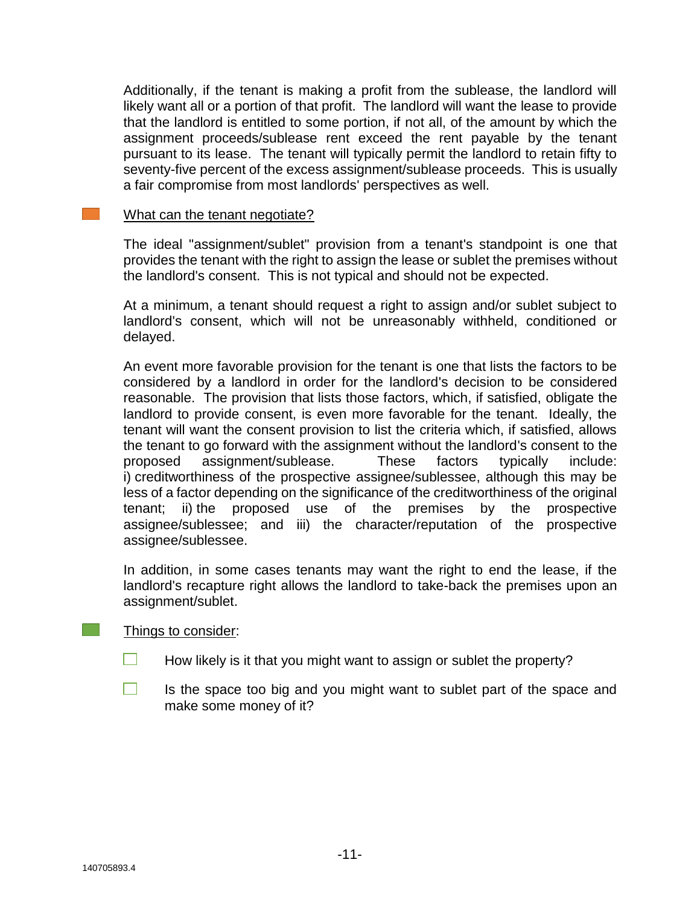Additionally, if the tenant is making a profit from the sublease, the landlord will likely want all or a portion of that profit. The landlord will want the lease to provide that the landlord is entitled to some portion, if not all, of the amount by which the assignment proceeds/sublease rent exceed the rent payable by the tenant pursuant to its lease. The tenant will typically permit the landlord to retain fifty to seventy-five percent of the excess assignment/sublease proceeds. This is usually a fair compromise from most landlords' perspectives as well.

<u>What can the tenant negotiate?</u>

The ideal "assignment/sublet" provision from a tenant's standpoint is one that provides the tenant with the right to assign the lease or sublet the premises without the landlord's consent. This is not typical and should not be expected.

At a minimum, a tenant should request a right to assign and/or sublet subject to landlord's consent, which will not be unreasonably withheld, conditioned or delayed.

An event more favorable provision for the tenant is one that lists the factors to be considered by a landlord in order for the landlord's decision to be considered reasonable. The provision that lists those factors, which, if satisfied, obligate the landlord to provide consent, is even more favorable for the tenant. Ideally, the tenant will want the consent provision to list the criteria which, if satisfied, allows the tenant to go forward with the assignment without the landlord's consent to the proposed assignment/sublease. These factors typically include: i) creditworthiness of the prospective assignee/sublessee, although this may be less of a factor depending on the significance of the creditworthiness of the original tenant; ii) the proposed use of the premises by the prospective assignee/sublessee; and iii) the character/reputation of the prospective assignee/sublessee.

In addition, in some cases tenants may want the right to end the lease, if the landlord's recapture right allows the landlord to take-back the premises upon an assignment/sublet.

<u>Things to consider</u>:

- ☐ How likely is it that you might want to assign or sublet the property?
- ☐ Is the space too big and you might want to sublet part of the space and make some money of it?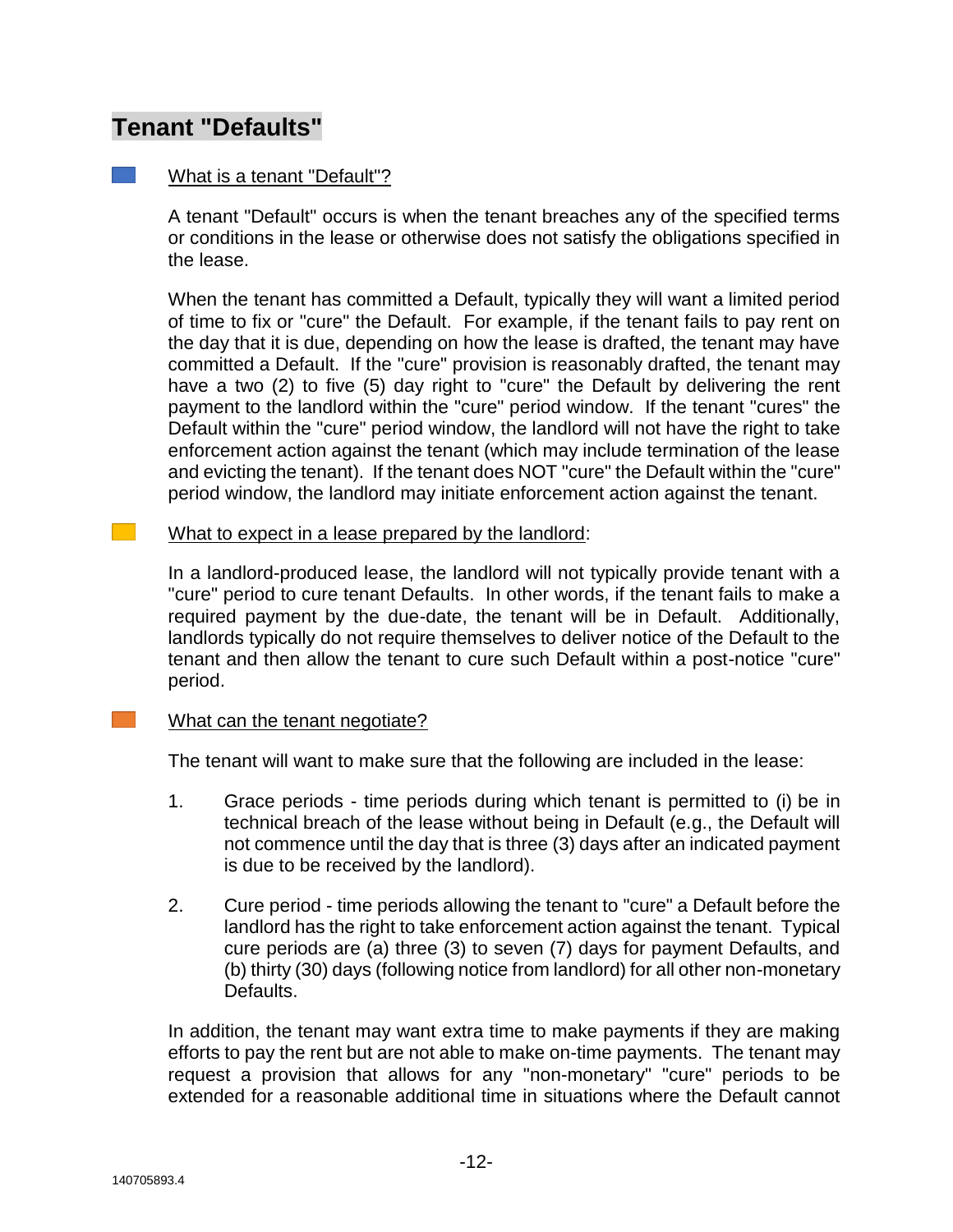# Tenant "Defaults"

<u>What is a tenant "Default"?</u>

A tenant "Default" occurs is when the tenant breaches any of the specified terms or conditions in the lease or otherwise does not satisfy the obligations specified in the lease.

When the tenant has committed a Default, typically they will want a limited period of time to fix or "cure" the Default. For example, if the tenant fails to pay rent on the day that it is due, depending on how the lease is drafted, the tenant may have committed a Default. If the "cure" provision is reasonably drafted, the tenant may have a two (2) to five (5) day right to "cure" the Default by delivering the rent payment to the landlord within the "cure" period window. If the tenant "cures" the Default within the "cure" period window, the landlord will not have the right to take enforcement action against the tenant (which may include termination of the lease and evicting the tenant). If the tenant does NOT "cure" the Default within the "cure" period window, the landlord may initiate enforcement action against the tenant.

<u>What to expect in a lease prepared by the landlord</u>:

In a landlord-produced lease, the landlord will not typically provide tenant with a "cure" period to cure tenant Defaults. In other words, if the tenant fails to make a required payment by the due-date, the tenant will be in Default. Additionally, landlords typically do not require themselves to deliver notice of the Default to the tenant and then allow the tenant to cure such Default within a post-notice "cure" period.

<u>What can the tenant negotiate?</u>

The tenant will want to make sure that the following are included in the lease:

1. Grace periods - time periods during which tenant is permitted to (i) be in technical breach of the lease without being in Default (e.g., the Default will not commence until the day that is three (3) days after an indicated payment is due to be received by the landlord).

2. Cure period - time periods allowing the tenant to "cure" a Default before the landlord has the right to take enforcement action against the tenant. Typical cure periods are (a) three (3) to seven (7) days for payment Defaults, and (b) thirty (30) days (following notice from landlord) for all other non-monetary Defaults.

In addition, the tenant may want extra time to make payments if they are making efforts to pay the rent but are not able to make on-time payments. The tenant may request a provision that allows for any "non-monetary" "cure" periods to be extended for a reasonable additional time in situations where the Default cannot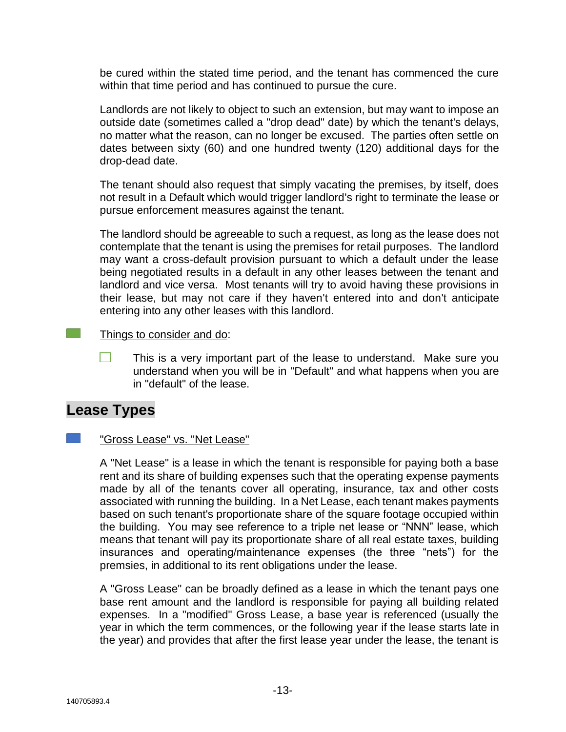be cured within the stated time period, and the tenant has commenced the cure within that time period and has continued to pursue the cure.

Landlords are not likely to object to such an extension, but may want to impose an outside date (sometimes called a "drop dead" date) by which the tenant's delays, no matter what the reason, can no longer be excused. The parties often settle on dates between sixty (60) and one hundred twenty (120) additional days for the drop-dead date.

The tenant should also request that simply vacating the premises, by itself, does not result in a Default which would trigger landlord's right to terminate the lease or pursue enforcement measures against the tenant.

The landlord should be agreeable to such a request, as long as the lease does not contemplate that the tenant is using the premises for retail purposes. The landlord may want a cross-default provision pursuant to which a default under the lease being negotiated results in a default in any other leases between the tenant and landlord and vice versa. Most tenants will try to avoid having these provisions in their lease, but may not care if they haven't entered into and don't anticipate entering into any other leases with this landlord.

Things to consider and do:

- [ ] This is a very important part of the lease to understand. Make sure you understand when you will be in "Default" and what happens when you are in "default" of the lease.

## Lease Types

"Gross Lease" vs. "Net Lease"

A "Net Lease" is a lease in which the tenant is responsible for paying both a base rent and its share of building expenses such that the operating expense payments made by all of the tenants cover all operating, insurance, tax and other costs associated with running the building. In a Net Lease, each tenant makes payments based on such tenant's proportionate share of the square footage occupied within the building. You may see reference to a triple net lease or "NNN" lease, which means that tenant will pay its proportionate share of all real estate taxes, building insurances and operating/maintenance expenses (the three "nets") for the premsies, in additional to its rent obligations under the lease.

A "Gross Lease" can be broadly defined as a lease in which the tenant pays one base rent amount and the landlord is responsible for paying all building related expenses. In a "modified" Gross Lease, a base year is referenced (usually the year in which the term commences, or the following year if the lease starts late in the year) and provides that after the first lease year under the lease, the tenant is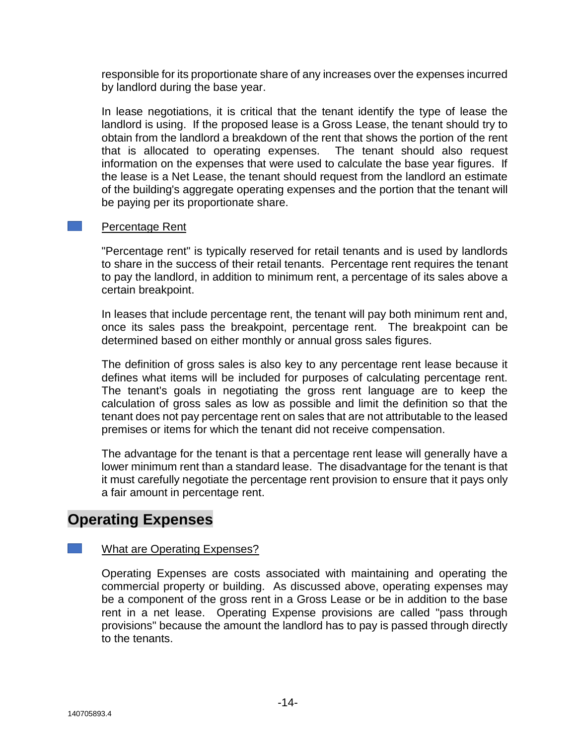responsible for its proportionate share of any increases over the expenses incurred by landlord during the base year.

In lease negotiations, it is critical that the tenant identify the type of lease the landlord is using. If the proposed lease is a Gross Lease, the tenant should try to obtain from the landlord a breakdown of the rent that shows the portion of the rent that is allocated to operating expenses. The tenant should also request information on the expenses that were used to calculate the base year figures. If the lease is a Net Lease, the tenant should request from the landlord an estimate of the building's aggregate operating expenses and the portion that the tenant will be paying per its proportionate share.

### Percentage Rent

"Percentage rent" is typically reserved for retail tenants and is used by landlords to share in the success of their retail tenants. Percentage rent requires the tenant to pay the landlord, in addition to minimum rent, a percentage of its sales above a certain breakpoint.

In leases that include percentage rent, the tenant will pay both minimum rent and, once its sales pass the breakpoint, percentage rent. The breakpoint can be determined based on either monthly or annual gross sales figures.

The definition of gross sales is also key to any percentage rent lease because it defines what items will be included for purposes of calculating percentage rent. The tenant's goals in negotiating the gross rent language are to keep the calculation of gross sales as low as possible and limit the definition so that the tenant does not pay percentage rent on sales that are not attributable to the leased premises or items for which the tenant did not receive compensation.

The advantage for the tenant is that a percentage rent lease will generally have a lower minimum rent than a standard lease. The disadvantage for the tenant is that it must carefully negotiate the percentage rent provision to ensure that it pays only a fair amount in percentage rent.

## Operating Expenses

### What are Operating Expenses?

Operating Expenses are costs associated with maintaining and operating the commercial property or building. As discussed above, operating expenses may be a component of the gross rent in a Gross Lease or be in addition to the base rent in a net lease. Operating Expense provisions are called "pass through provisions" because the amount the landlord has to pay is passed through directly to the tenants.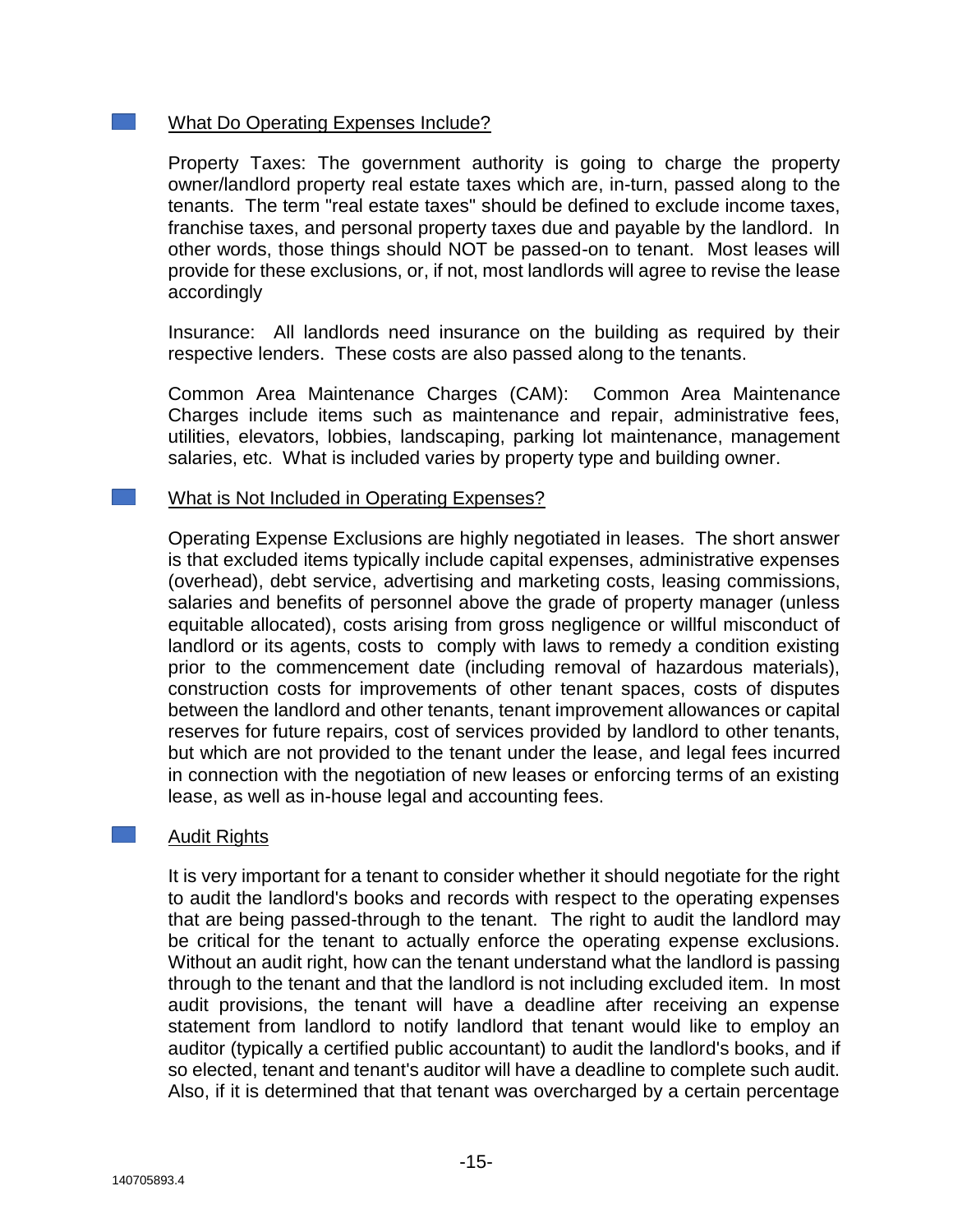## What Do Operating Expenses Include?

Property Taxes: The government authority is going to charge the property owner/landlord property real estate taxes which are, in-turn, passed along to the tenants. The term "real estate taxes" should be defined to exclude income taxes, franchise taxes, and personal property taxes due and payable by the landlord. In other words, those things should NOT be passed-on to tenant. Most leases will provide for these exclusions, or, if not, most landlords will agree to revise the lease accordingly

Insurance: All landlords need insurance on the building as required by their respective lenders. These costs are also passed along to the tenants.

Common Area Maintenance Charges (CAM): Common Area Maintenance Charges include items such as maintenance and repair, administrative fees, utilities, elevators, lobbies, landscaping, parking lot maintenance, management salaries, etc. What is included varies by property type and building owner.

## What is Not Included in Operating Expenses?

Operating Expense Exclusions are highly negotiated in leases. The short answer is that excluded items typically include capital expenses, administrative expenses (overhead), debt service, advertising and marketing costs, leasing commissions, salaries and benefits of personnel above the grade of property manager (unless equitable allocated), costs arising from gross negligence or willful misconduct of landlord or its agents, costs to comply with laws to remedy a condition existing prior to the commencement date (including removal of hazardous materials), construction costs for improvements of other tenant spaces, costs of disputes between the landlord and other tenants, tenant improvement allowances or capital reserves for future repairs, cost of services provided by landlord to other tenants, but which are not provided to the tenant under the lease, and legal fees incurred in connection with the negotiation of new leases or enforcing terms of an existing lease, as well as in-house legal and accounting fees.

## Audit Rights

It is very important for a tenant to consider whether it should negotiate for the right to audit the landlord's books and records with respect to the operating expenses that are being passed-through to the tenant. The right to audit the landlord may be critical for the tenant to actually enforce the operating expense exclusions. Without an audit right, how can the tenant understand what the landlord is passing through to the tenant and that the landlord is not including excluded item. In most audit provisions, the tenant will have a deadline after receiving an expense statement from landlord to notify landlord that tenant would like to employ an auditor (typically a certified public accountant) to audit the landlord's books, and if so elected, tenant and tenant's auditor will have a deadline to complete such audit. Also, if it is determined that that tenant was overcharged by a certain percentage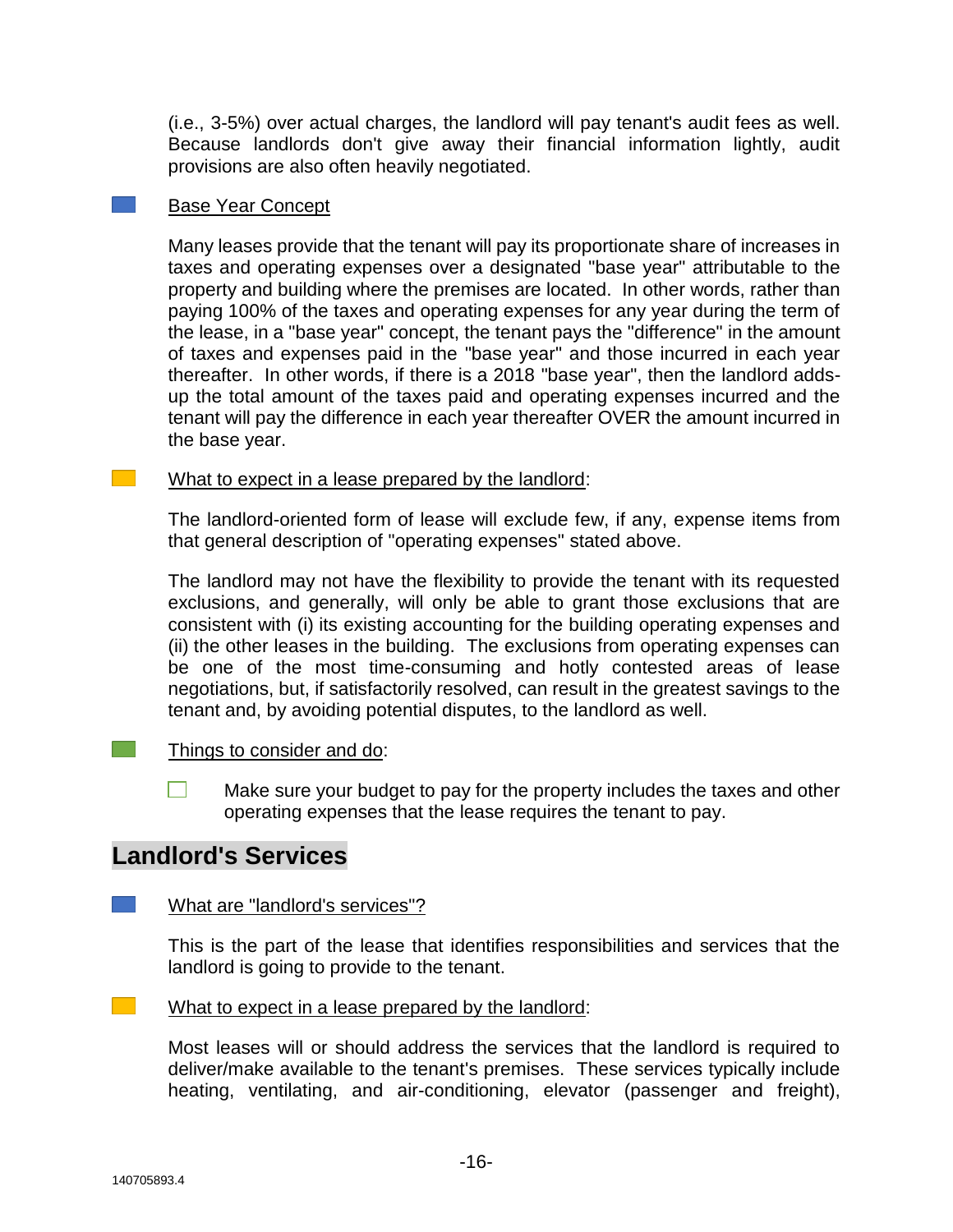(i.e., 3-5%) over actual charges, the landlord will pay tenant's audit fees as well. Because landlords don't give away their financial information lightly, audit provisions are also often heavily negotiated.

- Base Year Concept

  Many leases provide that the tenant will pay its proportionate share of increases in taxes and operating expenses over a designated "base year" attributable to the property and building where the premises are located. In other words, rather than paying 100% of the taxes and operating expenses for any year during the term of the lease, in a "base year" concept, the tenant pays the "difference" in the amount of taxes and expenses paid in the "base year" and those incurred in each year thereafter. In other words, if there is a 2018 "base year", then the landlord adds-up the total amount of the taxes paid and operating expenses incurred and the tenant will pay the difference in each year thereafter OVER the amount incurred in the base year.

- What to expect in a lease prepared by the landlord:

  The landlord-oriented form of lease will exclude few, if any, expense items from that general description of "operating expenses" stated above.

  The landlord may not have the flexibility to provide the tenant with its requested exclusions, and generally, will only be able to grant those exclusions that are consistent with (i) its existing accounting for the building operating expenses and (ii) the other leases in the building. The exclusions from operating expenses can be one of the most time-consuming and hotly contested areas of lease negotiations, but, if satisfactorily resolved, can result in the greatest savings to the tenant and, by avoiding potential disputes, to the landlord as well.

- Things to consider and do:

  - [ ] Make sure your budget to pay for the property includes the taxes and other operating expenses that the lease requires the tenant to pay.

## Landlord's Services

- What are "landlord's services"?

  This is the part of the lease that identifies responsibilities and services that the landlord is going to provide to the tenant.

- What to expect in a lease prepared by the landlord:

  Most leases will or should address the services that the landlord is required to deliver/make available to the tenant's premises. These services typically include heating, ventilating, and air-conditioning, elevator (passenger and freight),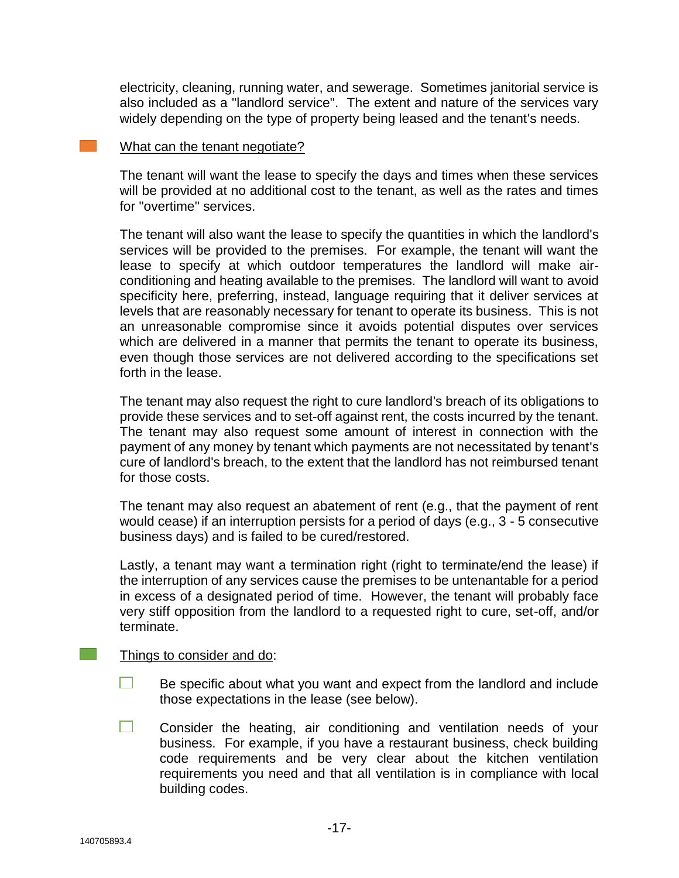electricity, cleaning, running water, and sewerage. Sometimes janitorial service is also included as a "landlord service". The extent and nature of the services vary widely depending on the type of property being leased and the tenant's needs.

<u>What can the tenant negotiate?</u>

The tenant will want the lease to specify the days and times when these services will be provided at no additional cost to the tenant, as well as the rates and times for "overtime" services.

The tenant will also want the lease to specify the quantities in which the landlord's services will be provided to the premises. For example, the tenant will want the lease to specify at which outdoor temperatures the landlord will make air-conditioning and heating available to the premises. The landlord will want to avoid specificity here, preferring, instead, language requiring that it deliver services at levels that are reasonably necessary for tenant to operate its business. This is not an unreasonable compromise since it avoids potential disputes over services which are delivered in a manner that permits the tenant to operate its business, even though those services are not delivered according to the specifications set forth in the lease.

The tenant may also request the right to cure landlord's breach of its obligations to provide these services and to set-off against rent, the costs incurred by the tenant. The tenant may also request some amount of interest in connection with the payment of any money by tenant which payments are not necessitated by tenant's cure of landlord's breach, to the extent that the landlord has not reimbursed tenant for those costs.

The tenant may also request an abatement of rent (e.g., that the payment of rent would cease) if an interruption persists for a period of days (e.g., 3 - 5 consecutive business days) and is failed to be cured/restored.

Lastly, a tenant may want a termination right (right to terminate/end the lease) if the interruption of any services cause the premises to be untenantable for a period in excess of a designated period of time. However, the tenant will probably face very stiff opposition from the landlord to a requested right to cure, set-off, and/or terminate.

<u>Things to consider and do</u>:

- ☐ Be specific about what you want and expect from the landlord and include those expectations in the lease (see below).
- ☐ Consider the heating, air conditioning and ventilation needs of your business. For example, if you have a restaurant business, check building code requirements and be very clear about the kitchen ventilation requirements you need and that all ventilation is in compliance with local building codes.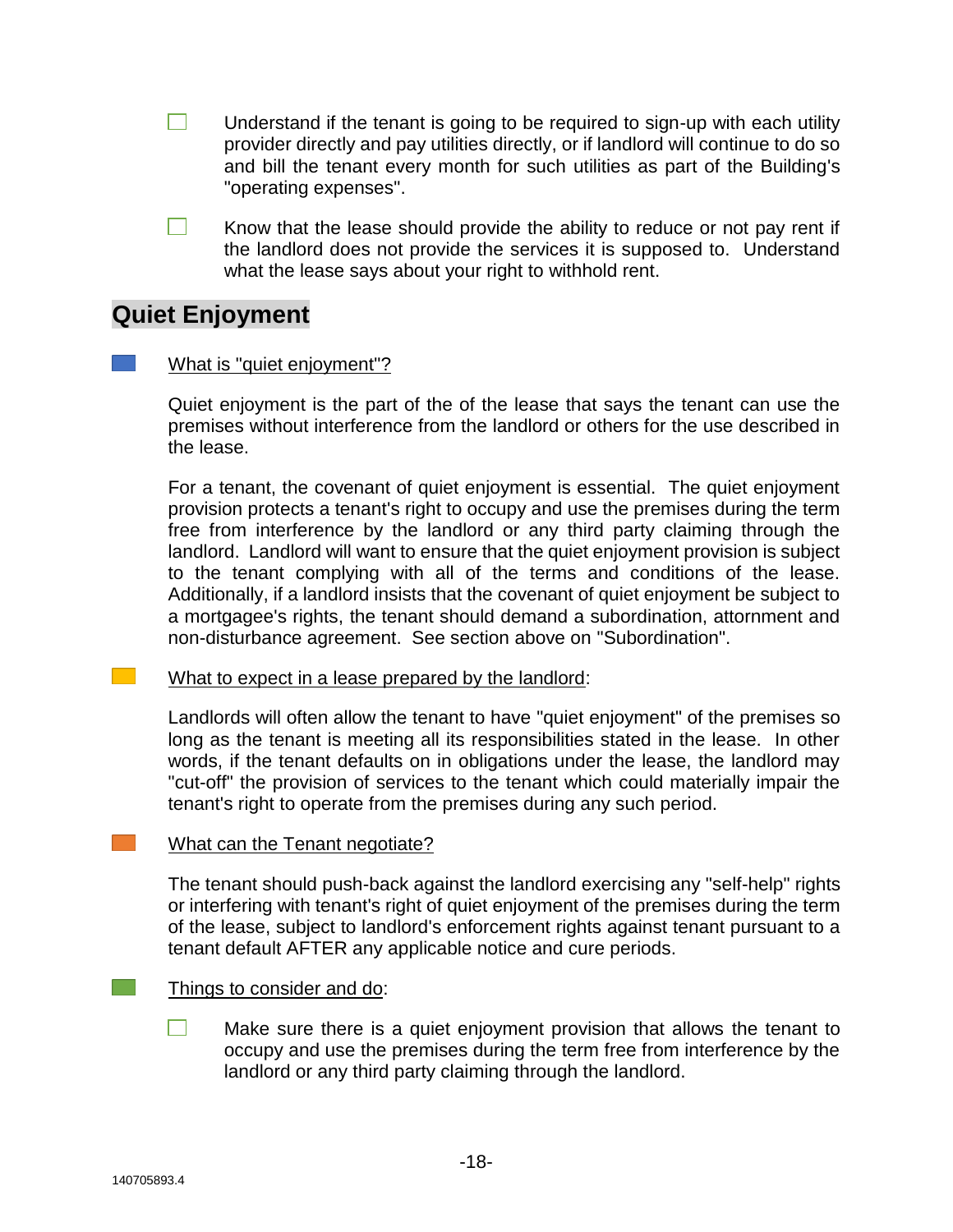- [ ] Understand if the tenant is going to be required to sign-up with each utility provider directly and pay utilities directly, or if landlord will continue to do so and bill the tenant every month for such utilities as part of the Building's "operating expenses".

- [ ] Know that the lease should provide the ability to reduce or not pay rent if the landlord does not provide the services it is supposed to. Understand what the lease says about your right to withhold rent.

## Quiet Enjoyment

<u>What is "quiet enjoyment"?</u>

Quiet enjoyment is the part of the of the lease that says the tenant can use the premises without interference from the landlord or others for the use described in the lease.

For a tenant, the covenant of quiet enjoyment is essential. The quiet enjoyment provision protects a tenant's right to occupy and use the premises during the term free from interference by the landlord or any third party claiming through the landlord. Landlord will want to ensure that the quiet enjoyment provision is subject to the tenant complying with all of the terms and conditions of the lease. Additionally, if a landlord insists that the covenant of quiet enjoyment be subject to a mortgagee's rights, the tenant should demand a subordination, attornment and non-disturbance agreement. See section above on "Subordination".

<u>What to expect in a lease prepared by the landlord</u>:

Landlords will often allow the tenant to have "quiet enjoyment" of the premises so long as the tenant is meeting all its responsibilities stated in the lease. In other words, if the tenant defaults on in obligations under the lease, the landlord may "cut-off" the provision of services to the tenant which could materially impair the tenant's right to operate from the premises during any such period.

<u>What can the Tenant negotiate?</u>

The tenant should push-back against the landlord exercising any "self-help" rights or interfering with tenant's right of quiet enjoyment of the premises during the term of the lease, subject to landlord's enforcement rights against tenant pursuant to a tenant default AFTER any applicable notice and cure periods.

<u>Things to consider and do</u>:

- [ ] Make sure there is a quiet enjoyment provision that allows the tenant to occupy and use the premises during the term free from interference by the landlord or any third party claiming through the landlord.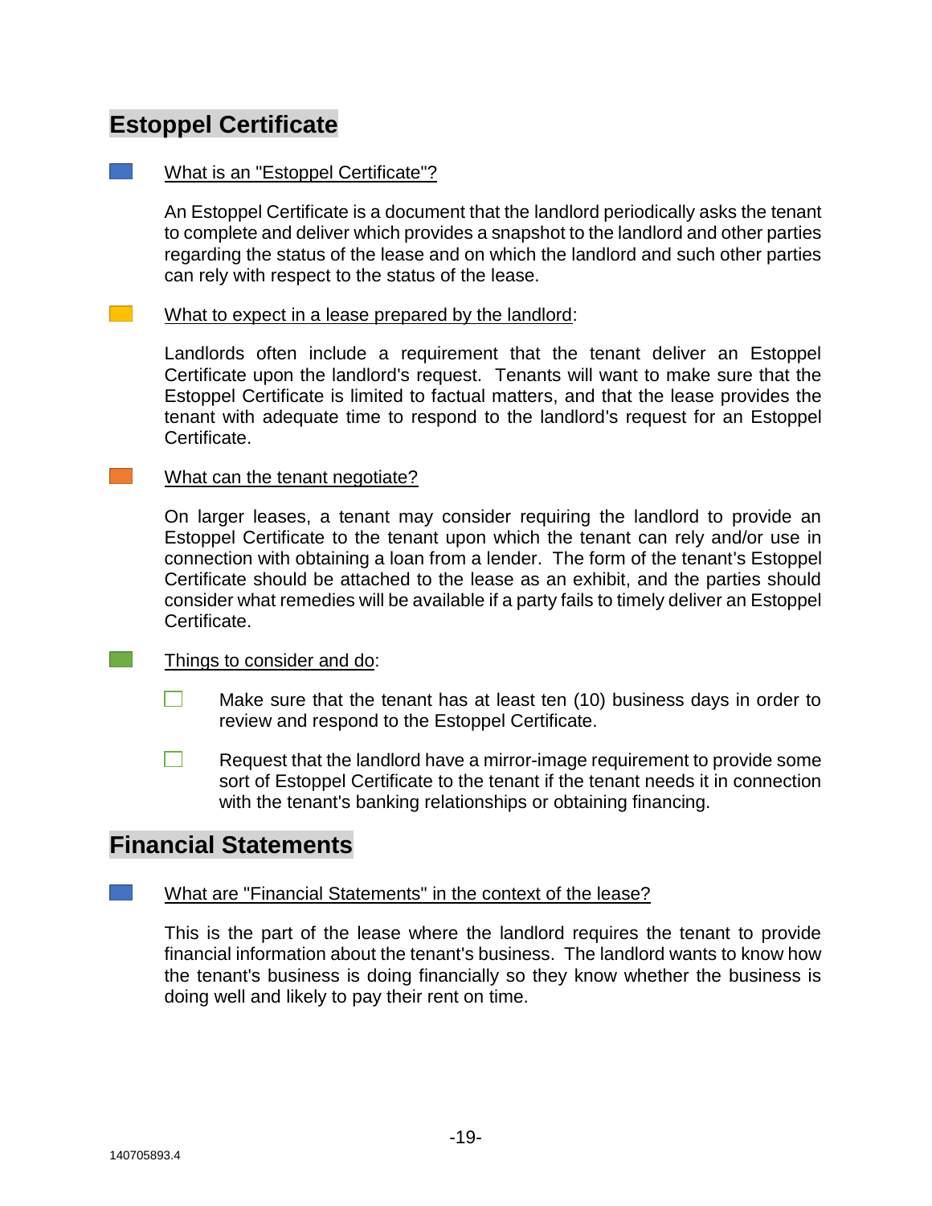## Estoppel Certificate

What is an "Estoppel Certificate"?

An Estoppel Certificate is a document that the landlord periodically asks the tenant to complete and deliver which provides a snapshot to the landlord and other parties regarding the status of the lease and on which the landlord and such other parties can rely with respect to the status of the lease.

What to expect in a lease prepared by the landlord:

Landlords often include a requirement that the tenant deliver an Estoppel Certificate upon the landlord's request. Tenants will want to make sure that the Estoppel Certificate is limited to factual matters, and that the lease provides the tenant with adequate time to respond to the landlord's request for an Estoppel Certificate.

What can the tenant negotiate?

On larger leases, a tenant may consider requiring the landlord to provide an Estoppel Certificate to the tenant upon which the tenant can rely and/or use in connection with obtaining a loan from a lender. The form of the tenant's Estoppel Certificate should be attached to the lease as an exhibit, and the parties should consider what remedies will be available if a party fails to timely deliver an Estoppel Certificate.

Things to consider and do:

- [ ] Make sure that the tenant has at least ten (10) business days in order to review and respond to the Estoppel Certificate.
- [ ] Request that the landlord have a mirror-image requirement to provide some sort of Estoppel Certificate to the tenant if the tenant needs it in connection with the tenant's banking relationships or obtaining financing.

## Financial Statements

What are "Financial Statements" in the context of the lease?

This is the part of the lease where the landlord requires the tenant to provide financial information about the tenant's business. The landlord wants to know how the tenant's business is doing financially so they know whether the business is doing well and likely to pay their rent on time.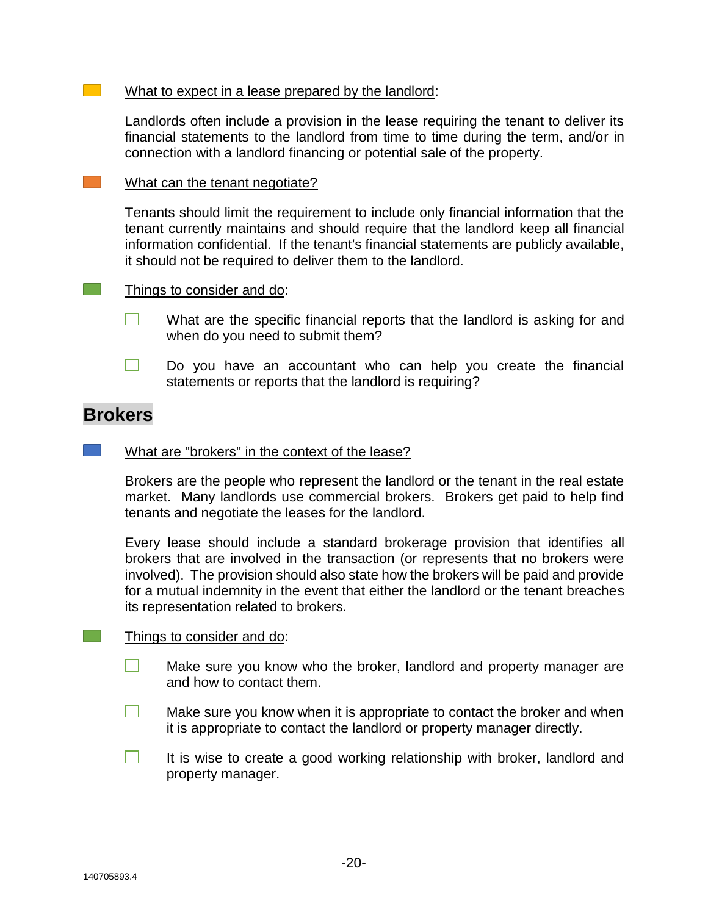What to expect in a lease prepared by the landlord:

Landlords often include a provision in the lease requiring the tenant to deliver its financial statements to the landlord from time to time during the term, and/or in connection with a landlord financing or potential sale of the property.

What can the tenant negotiate?

Tenants should limit the requirement to include only financial information that the tenant currently maintains and should require that the landlord keep all financial information confidential. If the tenant's financial statements are publicly available, it should not be required to deliver them to the landlord.

Things to consider and do:

- [ ] What are the specific financial reports that the landlord is asking for and when do you need to submit them?
- [ ] Do you have an accountant who can help you create the financial statements or reports that the landlord is requiring?

## Brokers

What are "brokers" in the context of the lease?

Brokers are the people who represent the landlord or the tenant in the real estate market. Many landlords use commercial brokers. Brokers get paid to help find tenants and negotiate the leases for the landlord.

Every lease should include a standard brokerage provision that identifies all brokers that are involved in the transaction (or represents that no brokers were involved). The provision should also state how the brokers will be paid and provide for a mutual indemnity in the event that either the landlord or the tenant breaches its representation related to brokers.

Things to consider and do:

- [ ] Make sure you know who the broker, landlord and property manager are and how to contact them.
- [ ] Make sure you know when it is appropriate to contact the broker and when it is appropriate to contact the landlord or property manager directly.
- [ ] It is wise to create a good working relationship with broker, landlord and property manager.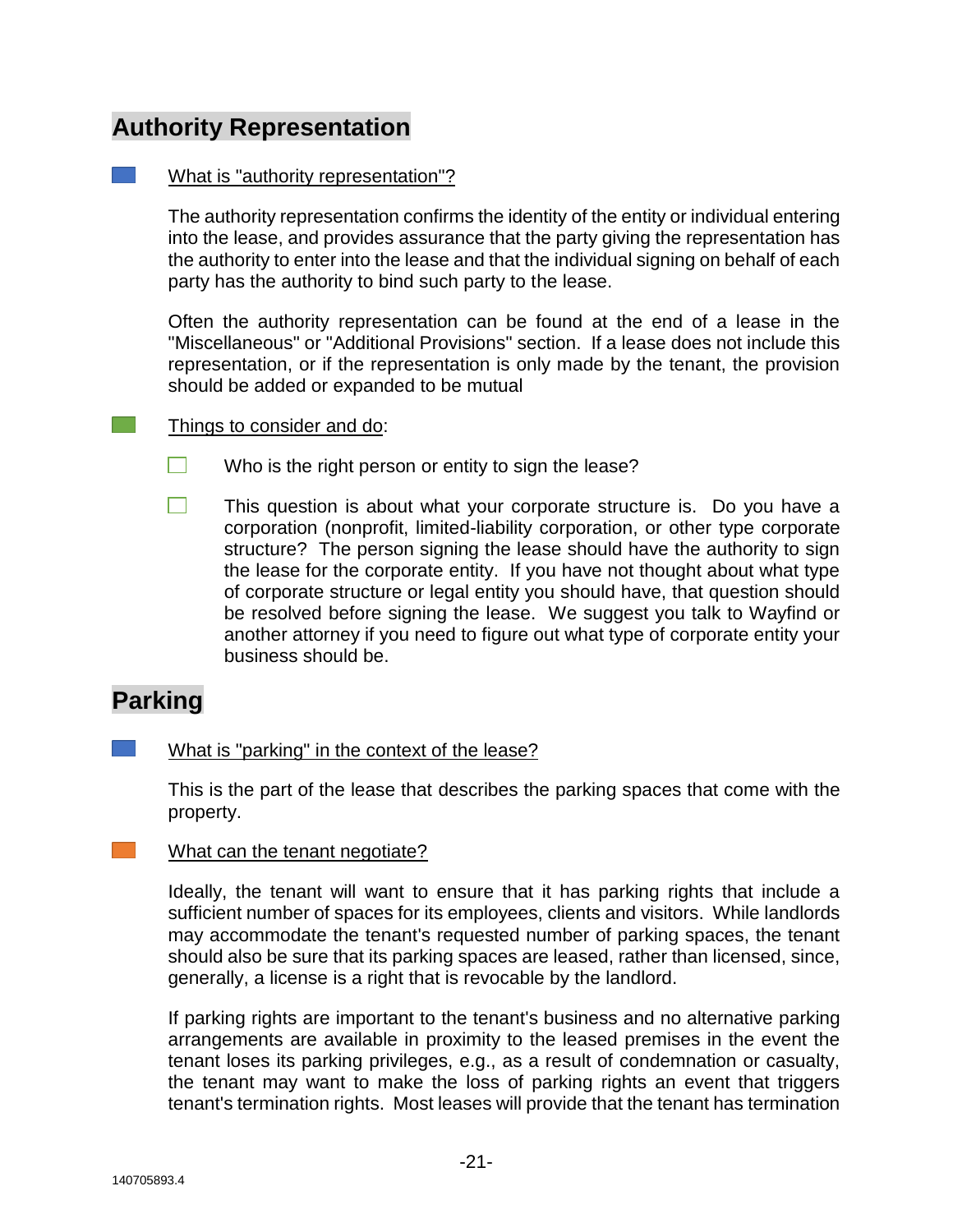## Authority Representation

What is "authority representation"?

The authority representation confirms the identity of the entity or individual entering into the lease, and provides assurance that the party giving the representation has the authority to enter into the lease and that the individual signing on behalf of each party has the authority to bind such party to the lease.

Often the authority representation can be found at the end of a lease in the "Miscellaneous" or "Additional Provisions" section. If a lease does not include this representation, or if the representation is only made by the tenant, the provision should be added or expanded to be mutual

Things to consider and do:

- [ ] Who is the right person or entity to sign the lease?
- [ ] This question is about what your corporate structure is. Do you have a corporation (nonprofit, limited-liability corporation, or other type corporate structure? The person signing the lease should have the authority to sign the lease for the corporate entity. If you have not thought about what type of corporate structure or legal entity you should have, that question should be resolved before signing the lease. We suggest you talk to Wayfind or another attorney if you need to figure out what type of corporate entity your business should be.

## Parking

What is "parking" in the context of the lease?

This is the part of the lease that describes the parking spaces that come with the property.

What can the tenant negotiate?

Ideally, the tenant will want to ensure that it has parking rights that include a sufficient number of spaces for its employees, clients and visitors. While landlords may accommodate the tenant's requested number of parking spaces, the tenant should also be sure that its parking spaces are leased, rather than licensed, since, generally, a license is a right that is revocable by the landlord.

If parking rights are important to the tenant's business and no alternative parking arrangements are available in proximity to the leased premises in the event the tenant loses its parking privileges, e.g., as a result of condemnation or casualty, the tenant may want to make the loss of parking rights an event that triggers tenant's termination rights. Most leases will provide that the tenant has termination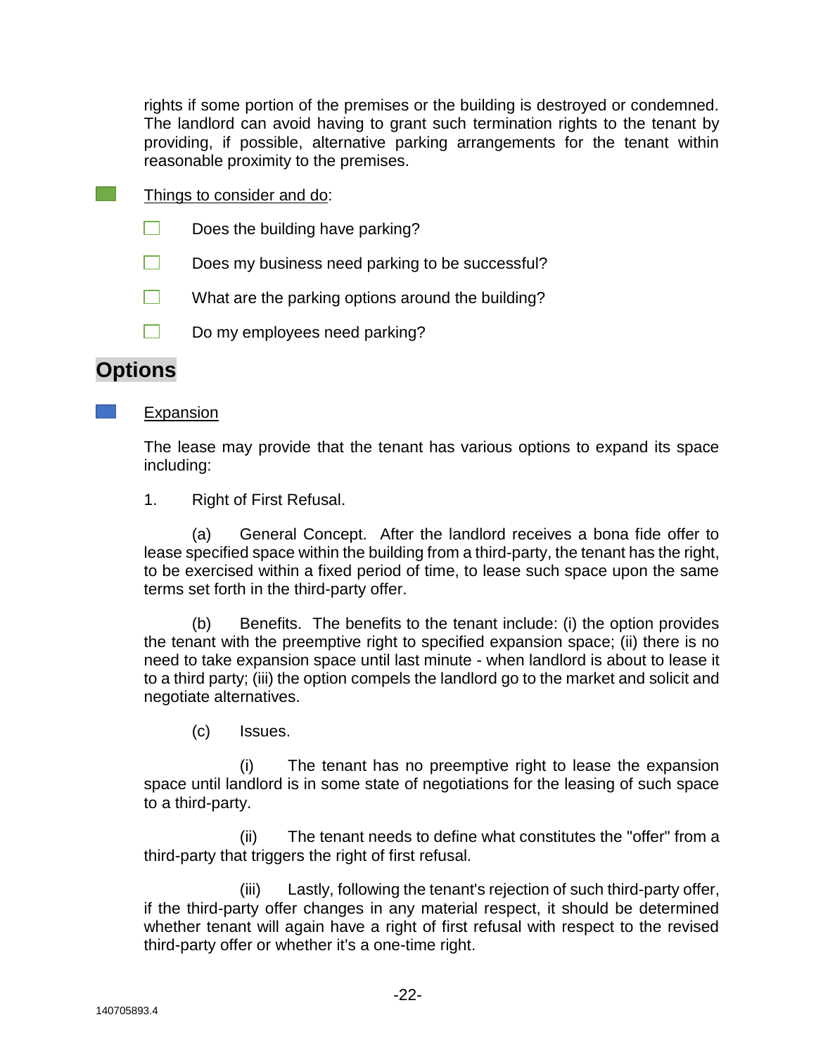rights if some portion of the premises or the building is destroyed or condemned. The landlord can avoid having to grant such termination rights to the tenant by providing, if possible, alternative parking arrangements for the tenant within reasonable proximity to the premises.

Things to consider and do:

- [ ] Does the building have parking?
- [ ] Does my business need parking to be successful?
- [ ] What are the parking options around the building?
- [ ] Do my employees need parking?

## Options

Expansion

The lease may provide that the tenant has various options to expand its space including:

1. Right of First Refusal.

(a) General Concept. After the landlord receives a bona fide offer to lease specified space within the building from a third-party, the tenant has the right, to be exercised within a fixed period of time, to lease such space upon the same terms set forth in the third-party offer.

(b) Benefits. The benefits to the tenant include: (i) the option provides the tenant with the preemptive right to specified expansion space; (ii) there is no need to take expansion space until last minute - when landlord is about to lease it to a third party; (iii) the option compels the landlord go to the market and solicit and negotiate alternatives.

(c) Issues.

(i) The tenant has no preemptive right to lease the expansion space until landlord is in some state of negotiations for the leasing of such space to a third-party.

(ii) The tenant needs to define what constitutes the "offer" from a third-party that triggers the right of first refusal.

(iii) Lastly, following the tenant's rejection of such third-party offer, if the third-party offer changes in any material respect, it should be determined whether tenant will again have a right of first refusal with respect to the revised third-party offer or whether it's a one-time right.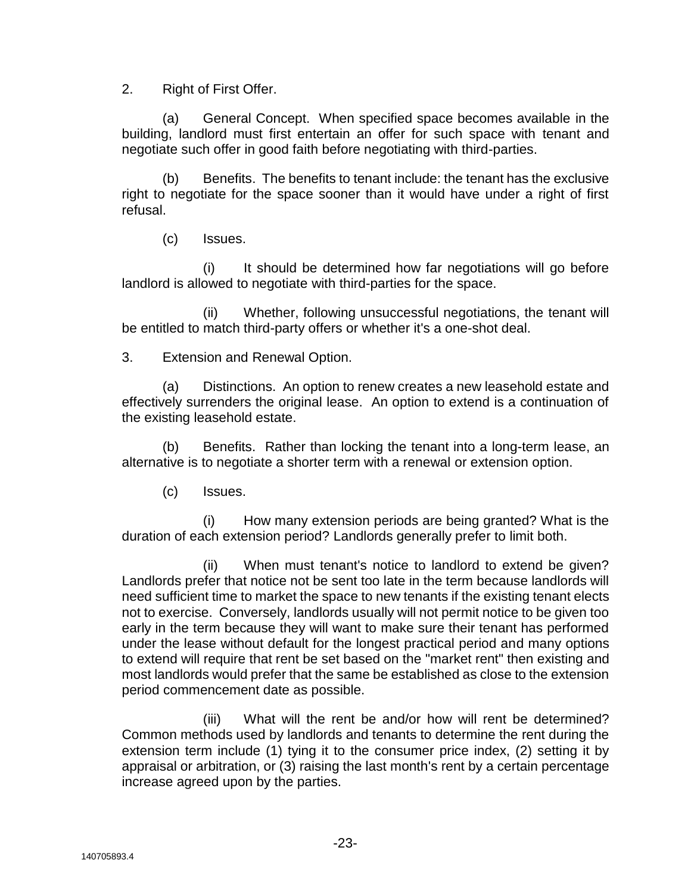2. Right of First Offer.

(a) General Concept. When specified space becomes available in the building, landlord must first entertain an offer for such space with tenant and negotiate such offer in good faith before negotiating with third-parties.

(b) Benefits. The benefits to tenant include: the tenant has the exclusive right to negotiate for the space sooner than it would have under a right of first refusal.

(c) Issues.

(i) It should be determined how far negotiations will go before landlord is allowed to negotiate with third-parties for the space.

(ii) Whether, following unsuccessful negotiations, the tenant will be entitled to match third-party offers or whether it's a one-shot deal.

3. Extension and Renewal Option.

(a) Distinctions. An option to renew creates a new leasehold estate and effectively surrenders the original lease. An option to extend is a continuation of the existing leasehold estate.

(b) Benefits. Rather than locking the tenant into a long-term lease, an alternative is to negotiate a shorter term with a renewal or extension option.

(c) Issues.

(i) How many extension periods are being granted? What is the duration of each extension period? Landlords generally prefer to limit both.

(ii) When must tenant's notice to landlord to extend be given? Landlords prefer that notice not be sent too late in the term because landlords will need sufficient time to market the space to new tenants if the existing tenant elects not to exercise. Conversely, landlords usually will not permit notice to be given too early in the term because they will want to make sure their tenant has performed under the lease without default for the longest practical period and many options to extend will require that rent be set based on the "market rent" then existing and most landlords would prefer that the same be established as close to the extension period commencement date as possible.

(iii) What will the rent be and/or how will rent be determined? Common methods used by landlords and tenants to determine the rent during the extension term include (1) tying it to the consumer price index, (2) setting it by appraisal or arbitration, or (3) raising the last month's rent by a certain percentage increase agreed upon by the parties.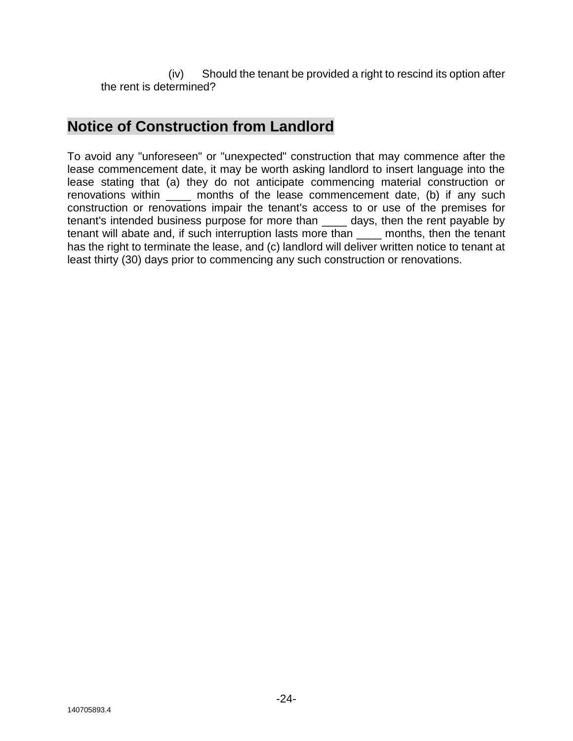(iv) Should the tenant be provided a right to rescind its option after the rent is determined?

## Notice of Construction from Landlord

To avoid any "unforeseen" or "unexpected" construction that may commence after the lease commencement date, it may be worth asking landlord to insert language into the lease stating that (a) they do not anticipate commencing material construction or renovations within ____ months of the lease commencement date, (b) if any such construction or renovations impair the tenant's access to or use of the premises for tenant's intended business purpose for more than ____ days, then the rent payable by tenant will abate and, if such interruption lasts more than ____ months, then the tenant has the right to terminate the lease, and (c) landlord will deliver written notice to tenant at least thirty (30) days prior to commencing any such construction or renovations.